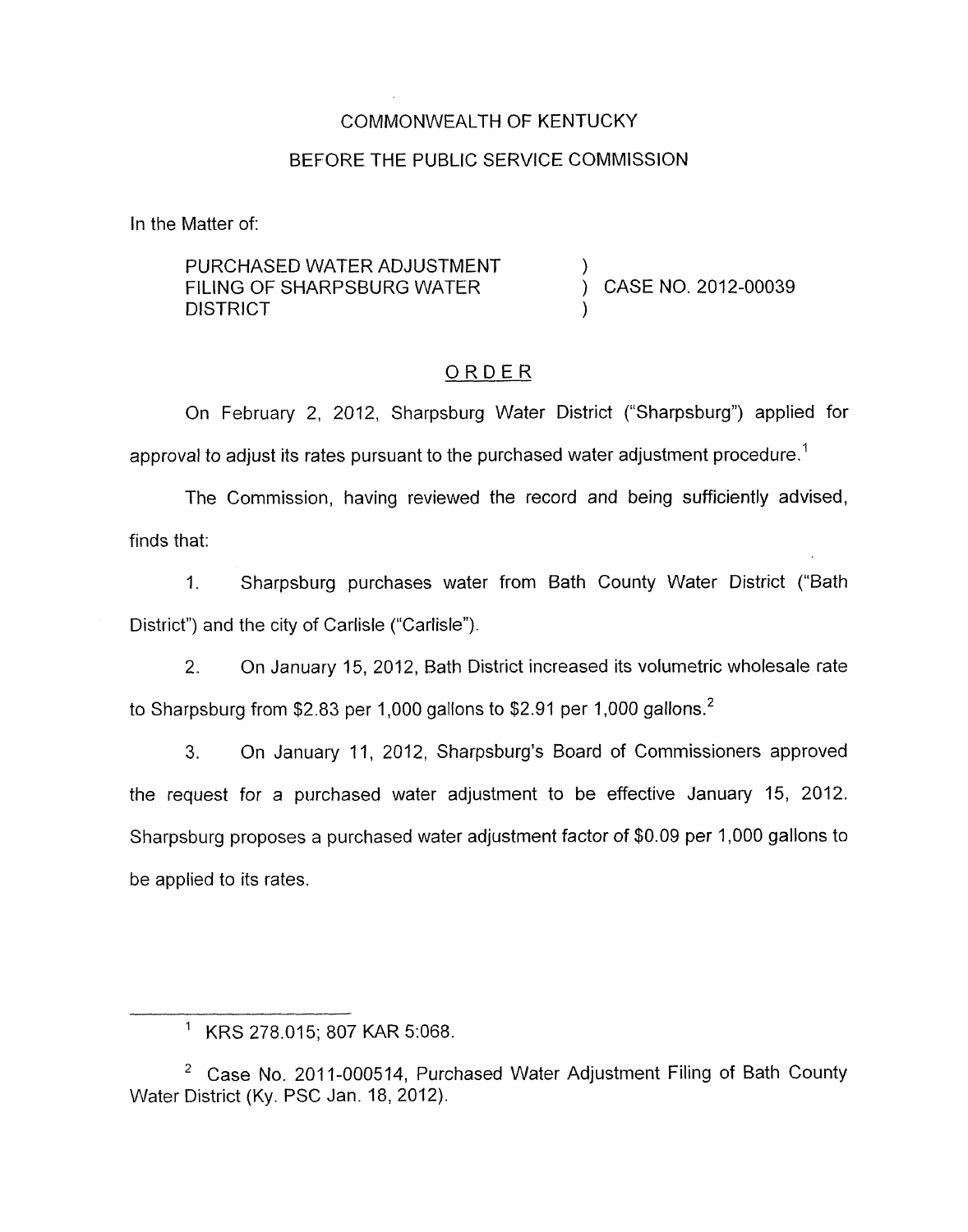COMMONWEALTH OF KENTUCKY

BEFORE THE PUBLIC SERVICE COMMISSION

In the Matter of:

| | | |
|---|---|---|
| PURCHASED WATER ADJUSTMENT FILING OF SHARPSBURG WATER DISTRICT | ) ) ) | CASE NO. 2012-00039 |

## ORDER

On February 2, 2012, Sharpsburg Water District ("Sharpsburg") applied for approval to adjust its rates pursuant to the purchased water adjustment procedure.[1]

The Commission, having reviewed the record and being sufficiently advised, finds that:

1. Sharpsburg purchases water from Bath County Water District ("Bath District") and the city of Carlisle ("Carlisle").

2. On January 15, 2012, Bath District increased its volumetric wholesale rate to Sharpsburg from $2.83 per 1,000 gallons to $2.91 per 1,000 gallons.[2]

3. On January 11, 2012, Sharpsburg's Board of Commissioners approved the request for a purchased water adjustment to be effective January 15, 2012. Sharpsburg proposes a purchased water adjustment factor of $0.09 per 1,000 gallons to be applied to its rates.

---

[1] KRS 278.015; 807 KAR 5:068.

[2] Case No. 2011-000514, Purchased Water Adjustment Filing of Bath County Water District (Ky. PSC Jan. 18, 2012).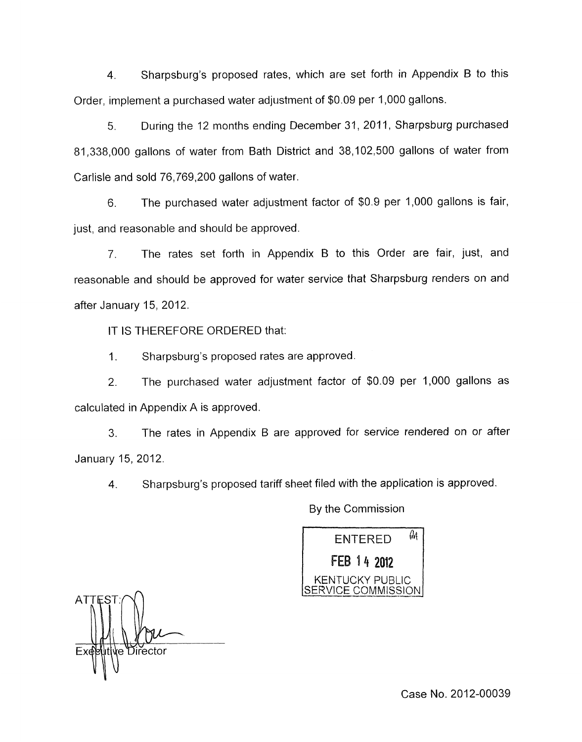4. Sharpsburg's proposed rates, which are set forth in Appendix B to this Order, implement a purchased water adjustment of $0.09 per 1,000 gallons.

5. During the 12 months ending December 31, 2011, Sharpsburg purchased 81,338,000 gallons of water from Bath District and 38,102,500 gallons of water from Carlisle and sold 76,769,200 gallons of water.

6. The purchased water adjustment factor of $0.9 per 1,000 gallons is fair, just, and reasonable and should be approved.

7. The rates set forth in Appendix B to this Order are fair, just, and reasonable and should be approved for water service that Sharpsburg renders on and after January 15, 2012.

IT IS THEREFORE ORDERED that:

1. Sharpsburg's proposed rates are approved.

2. The purchased water adjustment factor of $0.09 per 1,000 gallons as calculated in Appendix A is approved.

3. The rates in Appendix B are approved for service rendered on or after January 15, 2012.

4. Sharpsburg's proposed tariff sheet filed with the application is approved.

By the Commission

ENTERED
FEB 14 2012
KENTUCKY PUBLIC
SERVICE COMMISSION

ATTEST:

Executive Director

Case No. 2012-00039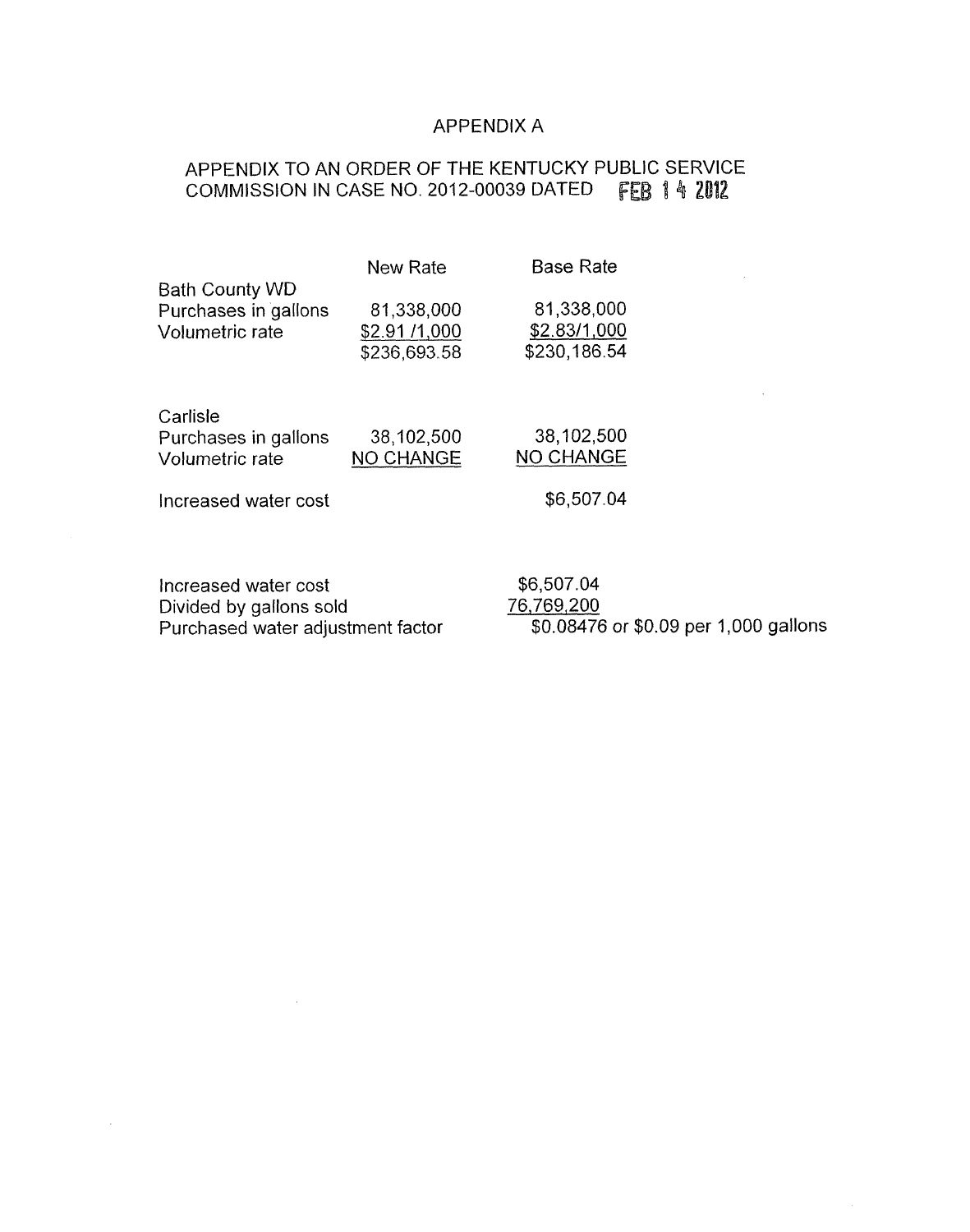# APPENDIX A

## APPENDIX TO AN ORDER OF THE KENTUCKY PUBLIC SERVICE COMMISSION IN CASE NO. 2012-00039 DATED FEB 14 2012

| | New Rate | Base Rate |
|---|---|---|
| Bath County WD | | |
| Purchases in gallons | 81,338,000 | 81,338,000 |
| Volumetric rate | $2.91 /1,000 | $2.83/1,000 |
| | $236,693.58 | $230,186.54 |
| | | |
| Carlisle | | |
| Purchases in gallons | 38,102,500 | 38,102,500 |
| Volumetric rate | NO CHANGE | NO CHANGE |
| | | |
| Increased water cost | | $6,507.04 |

| | |
|---|---|
| Increased water cost | $6,507.04 |
| Divided by gallons sold | 76,769,200 |
| Purchased water adjustment factor | $0.08476 or $0.09 per 1,000 gallons |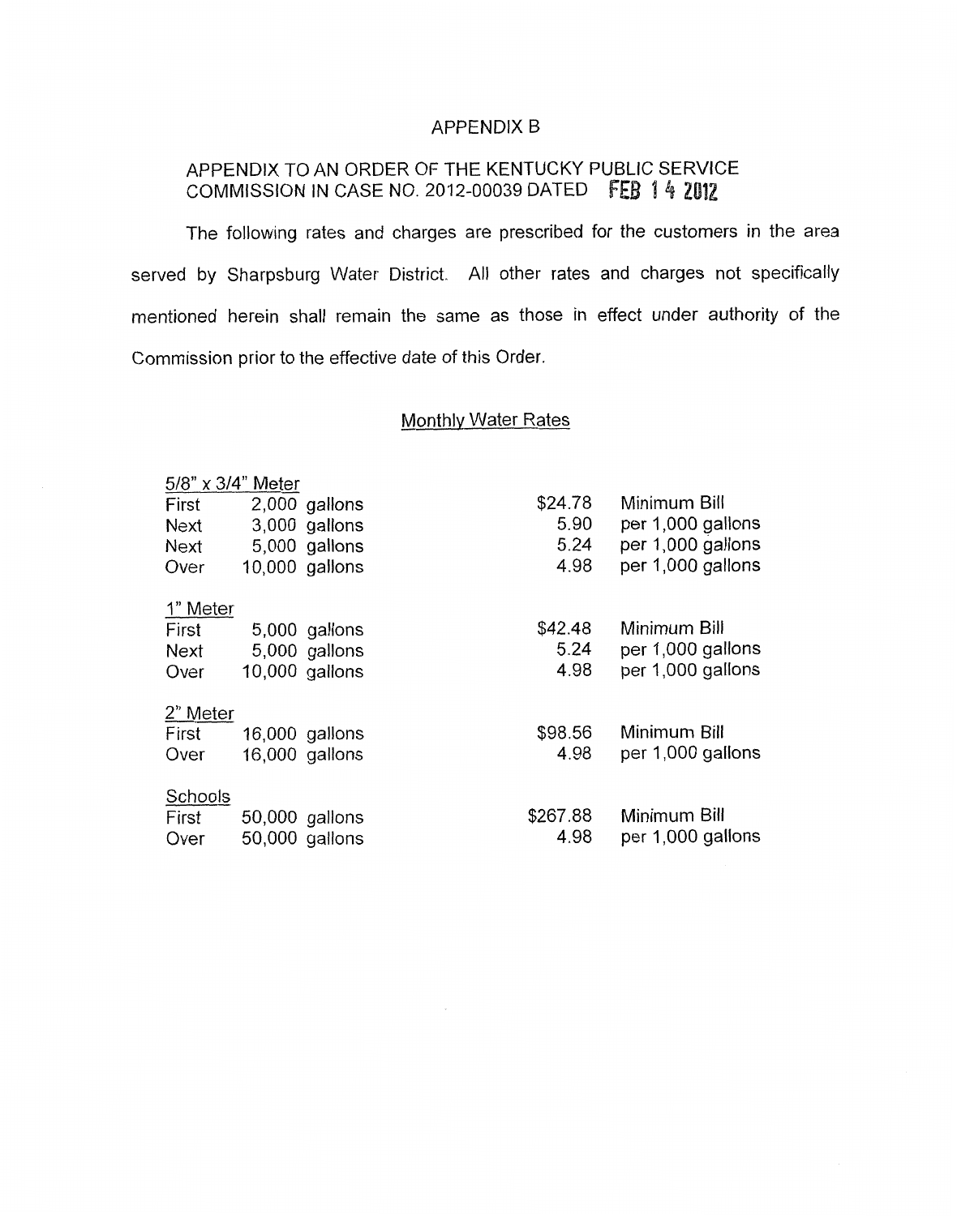# APPENDIX B

## APPENDIX TO AN ORDER OF THE KENTUCKY PUBLIC SERVICE COMMISSION IN CASE NO. 2012-00039 DATED FEB 14 2012

The following rates and charges are prescribed for the customers in the area served by Sharpsburg Water District. All other rates and charges not specifically mentioned herein shall remain the same as those in effect under authority of the Commission prior to the effective date of this Order.

### Monthly Water Rates

| | | | |
|---|---|---|---|
| 5/8" x 3/4" Meter | | | |
| First | 2,000 gallons | $24.78 | Minimum Bill |
| Next | 3,000 gallons | 5.90 | per 1,000 gallons |
| Next | 5,000 gallons | 5.24 | per 1,000 gallons |
| Over | 10,000 gallons | 4.98 | per 1,000 gallons |
| 1" Meter | | | |
| First | 5,000 gallons | $42.48 | Minimum Bill |
| Next | 5,000 gallons | 5.24 | per 1,000 gallons |
| Over | 10,000 gallons | 4.98 | per 1,000 gallons |
| 2" Meter | | | |
| First | 16,000 gallons | $98.56 | Minimum Bill |
| Over | 16,000 gallons | 4.98 | per 1,000 gallons |
| Schools | | | |
| First | 50,000 gallons | $267.88 | Minimum Bill |
| Over | 50,000 gallons | 4.98 | per 1,000 gallons |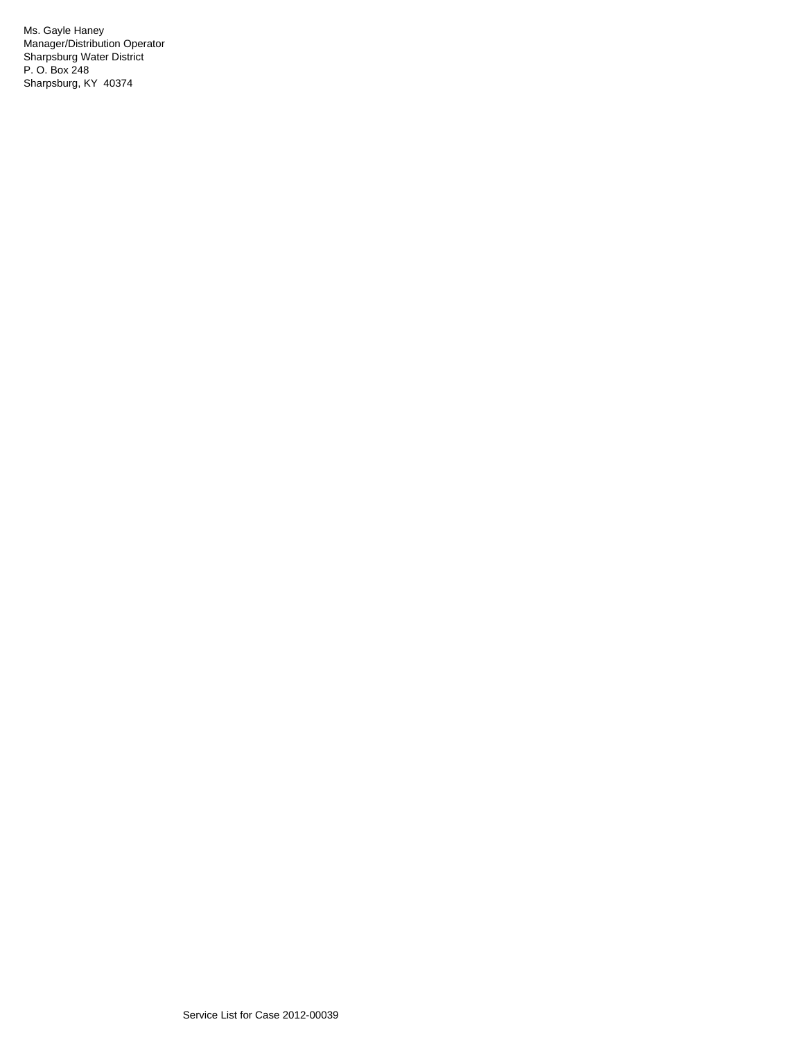Ms. Gayle Haney
Manager/Distribution Operator
Sharpsburg Water District
P. O. Box 248
Sharpsburg, KY  40374